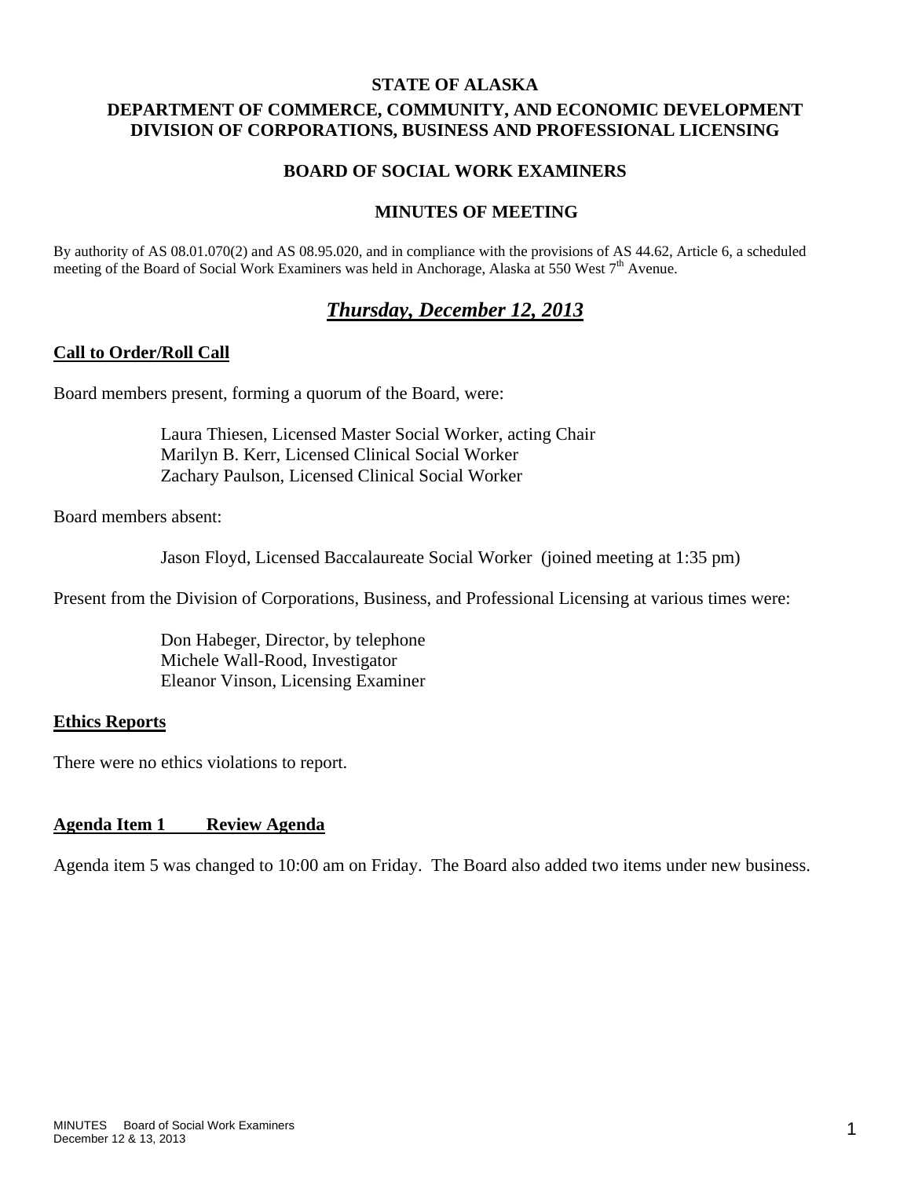**STATE OF ALASKA**

**DEPARTMENT OF COMMERCE, COMMUNITY, AND ECONOMIC DEVELOPMENT**
**DIVISION OF CORPORATIONS, BUSINESS AND PROFESSIONAL LICENSING**

**BOARD OF SOCIAL WORK EXAMINERS**

**MINUTES OF MEETING**

By authority of AS 08.01.070(2) and AS 08.95.020, and in compliance with the provisions of AS 44.62, Article 6, a scheduled meeting of the Board of Social Work Examiners was held in Anchorage, Alaska at 550 West 7th Avenue.

## ***Thursday, December 12, 2013***

### Call to Order/Roll Call

Board members present, forming a quorum of the Board, were:

> Laura Thiesen, Licensed Master Social Worker, acting Chair
> Marilyn B. Kerr, Licensed Clinical Social Worker
> Zachary Paulson, Licensed Clinical Social Worker

Board members absent:

> Jason Floyd, Licensed Baccalaureate Social Worker (joined meeting at 1:35 pm)

Present from the Division of Corporations, Business, and Professional Licensing at various times were:

> Don Habeger, Director, by telephone
> Michele Wall-Rood, Investigator
> Eleanor Vinson, Licensing Examiner

### Ethics Reports

There were no ethics violations to report.

### Agenda Item 1 Review Agenda

Agenda item 5 was changed to 10:00 am on Friday. The Board also added two items under new business.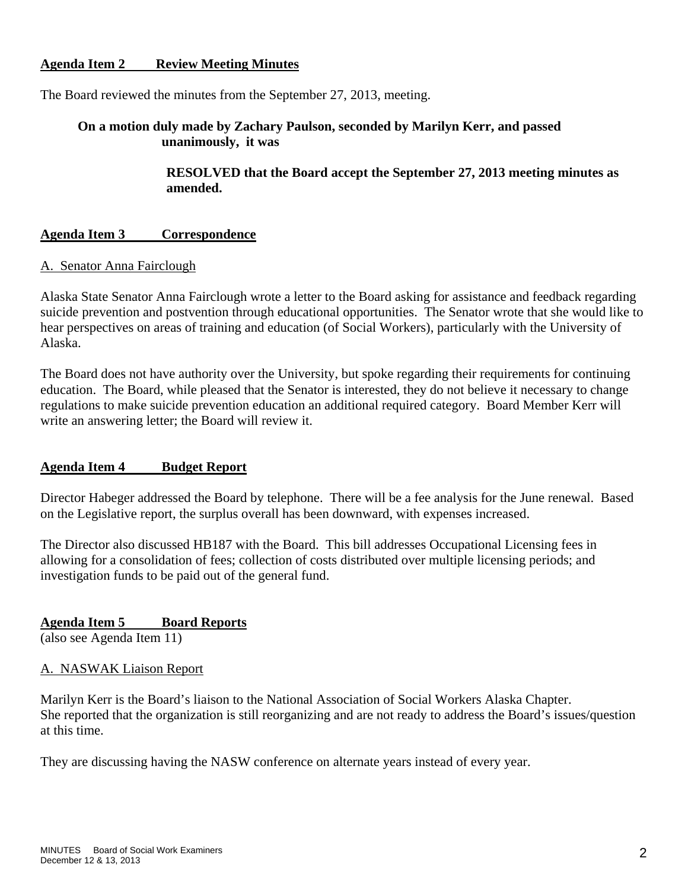## Agenda Item 2 Review Meeting Minutes

The Board reviewed the minutes from the September 27, 2013, meeting.

**On a motion duly made by Zachary Paulson, seconded by Marilyn Kerr, and passed unanimously, it was**

**RESOLVED that the Board accept the September 27, 2013 meeting minutes as amended.**

## Agenda Item 3 Correspondence

A. Senator Anna Fairclough

Alaska State Senator Anna Fairclough wrote a letter to the Board asking for assistance and feedback regarding suicide prevention and postvention through educational opportunities. The Senator wrote that she would like to hear perspectives on areas of training and education (of Social Workers), particularly with the University of Alaska.

The Board does not have authority over the University, but spoke regarding their requirements for continuing education. The Board, while pleased that the Senator is interested, they do not believe it necessary to change regulations to make suicide prevention education an additional required category. Board Member Kerr will write an answering letter; the Board will review it.

## Agenda Item 4 Budget Report

Director Habeger addressed the Board by telephone. There will be a fee analysis for the June renewal. Based on the Legislative report, the surplus overall has been downward, with expenses increased.

The Director also discussed HB187 with the Board. This bill addresses Occupational Licensing fees in allowing for a consolidation of fees; collection of costs distributed over multiple licensing periods; and investigation funds to be paid out of the general fund.

## Agenda Item 5 Board Reports

(also see Agenda Item 11)

A. NASWAK Liaison Report

Marilyn Kerr is the Board's liaison to the National Association of Social Workers Alaska Chapter. She reported that the organization is still reorganizing and are not ready to address the Board's issues/question at this time.

They are discussing having the NASW conference on alternate years instead of every year.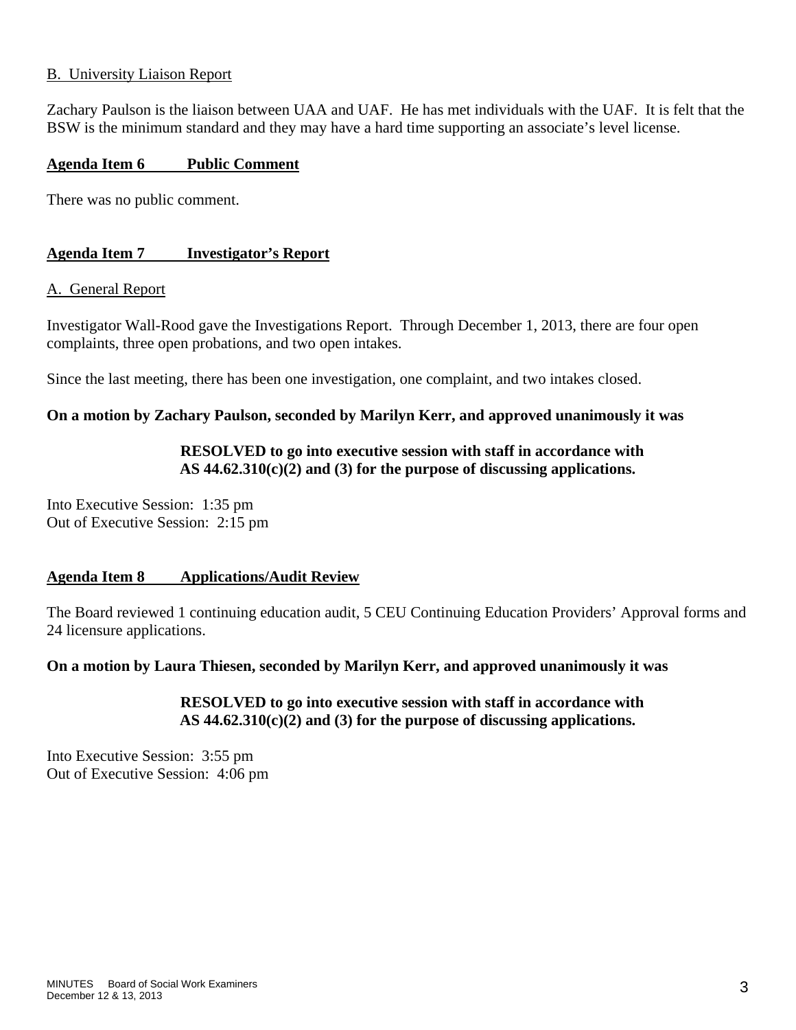B. University Liaison Report

Zachary Paulson is the liaison between UAA and UAF. He has met individuals with the UAF. It is felt that the BSW is the minimum standard and they may have a hard time supporting an associate's level license.

**Agenda Item 6 Public Comment**

There was no public comment.

**Agenda Item 7 Investigator's Report**

A. General Report

Investigator Wall-Rood gave the Investigations Report. Through December 1, 2013, there are four open complaints, three open probations, and two open intakes.

Since the last meeting, there has been one investigation, one complaint, and two intakes closed.

**On a motion by Zachary Paulson, seconded by Marilyn Kerr, and approved unanimously it was**

> **RESOLVED to go into executive session with staff in accordance with AS 44.62.310(c)(2) and (3) for the purpose of discussing applications.**

Into Executive Session: 1:35 pm
Out of Executive Session: 2:15 pm

**Agenda Item 8 Applications/Audit Review**

The Board reviewed 1 continuing education audit, 5 CEU Continuing Education Providers' Approval forms and 24 licensure applications.

**On a motion by Laura Thiesen, seconded by Marilyn Kerr, and approved unanimously it was**

> **RESOLVED to go into executive session with staff in accordance with AS 44.62.310(c)(2) and (3) for the purpose of discussing applications.**

Into Executive Session: 3:55 pm
Out of Executive Session: 4:06 pm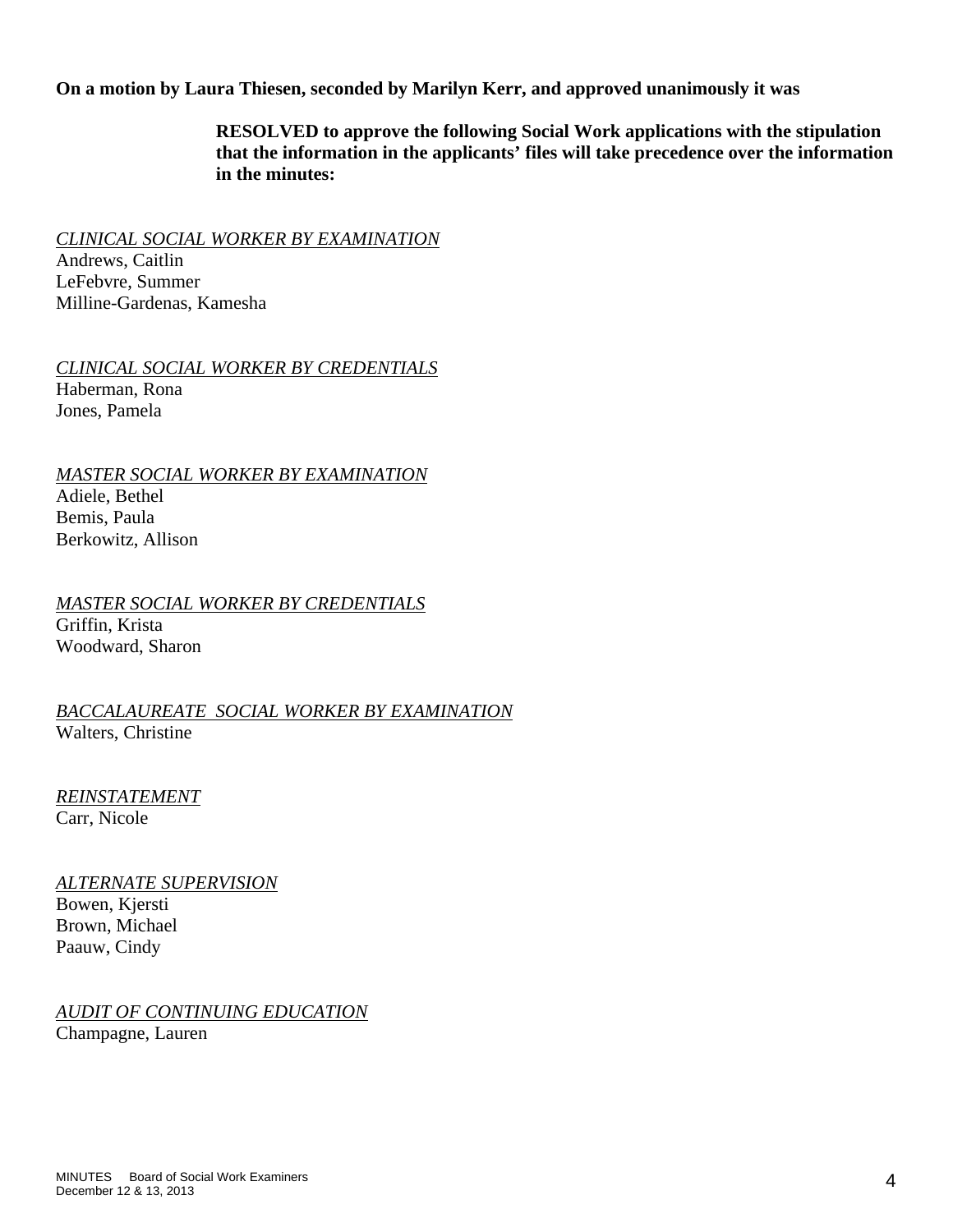**On a motion by Laura Thiesen, seconded by Marilyn Kerr, and approved unanimously it was**

> **RESOLVED to approve the following Social Work applications with the stipulation that the information in the applicants' files will take precedence over the information in the minutes:**

*CLINICAL SOCIAL WORKER BY EXAMINATION*
Andrews, Caitlin
LeFebvre, Summer
Milline-Gardenas, Kamesha

*CLINICAL SOCIAL WORKER BY CREDENTIALS*
Haberman, Rona
Jones, Pamela

*MASTER SOCIAL WORKER BY EXAMINATION*
Adiele, Bethel
Bemis, Paula
Berkowitz, Allison

*MASTER SOCIAL WORKER BY CREDENTIALS*
Griffin, Krista
Woodward, Sharon

*BACCALAUREATE SOCIAL WORKER BY EXAMINATION*
Walters, Christine

*REINSTATEMENT*
Carr, Nicole

*ALTERNATE SUPERVISION*
Bowen, Kjersti
Brown, Michael
Paauw, Cindy

*AUDIT OF CONTINUING EDUCATION*
Champagne, Lauren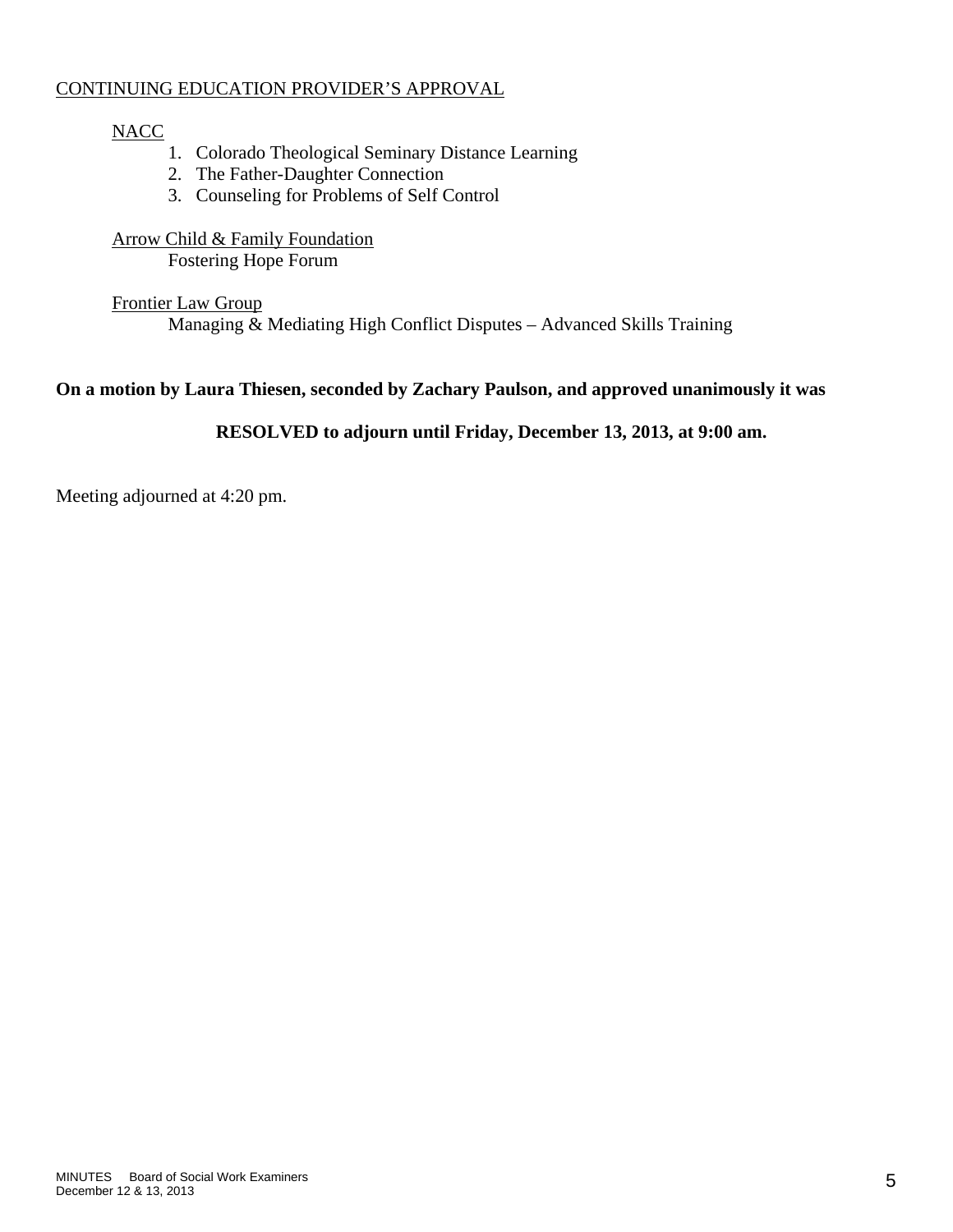CONTINUING EDUCATION PROVIDER'S APPROVAL

NACC

1. Colorado Theological Seminary Distance Learning
2. The Father-Daughter Connection
3. Counseling for Problems of Self Control

Arrow Child & Family Foundation

Fostering Hope Forum

Frontier Law Group

Managing & Mediating High Conflict Disputes – Advanced Skills Training

**On a motion by Laura Thiesen, seconded by Zachary Paulson, and approved unanimously it was**

**RESOLVED to adjourn until Friday, December 13, 2013, at 9:00 am.**

Meeting adjourned at 4:20 pm.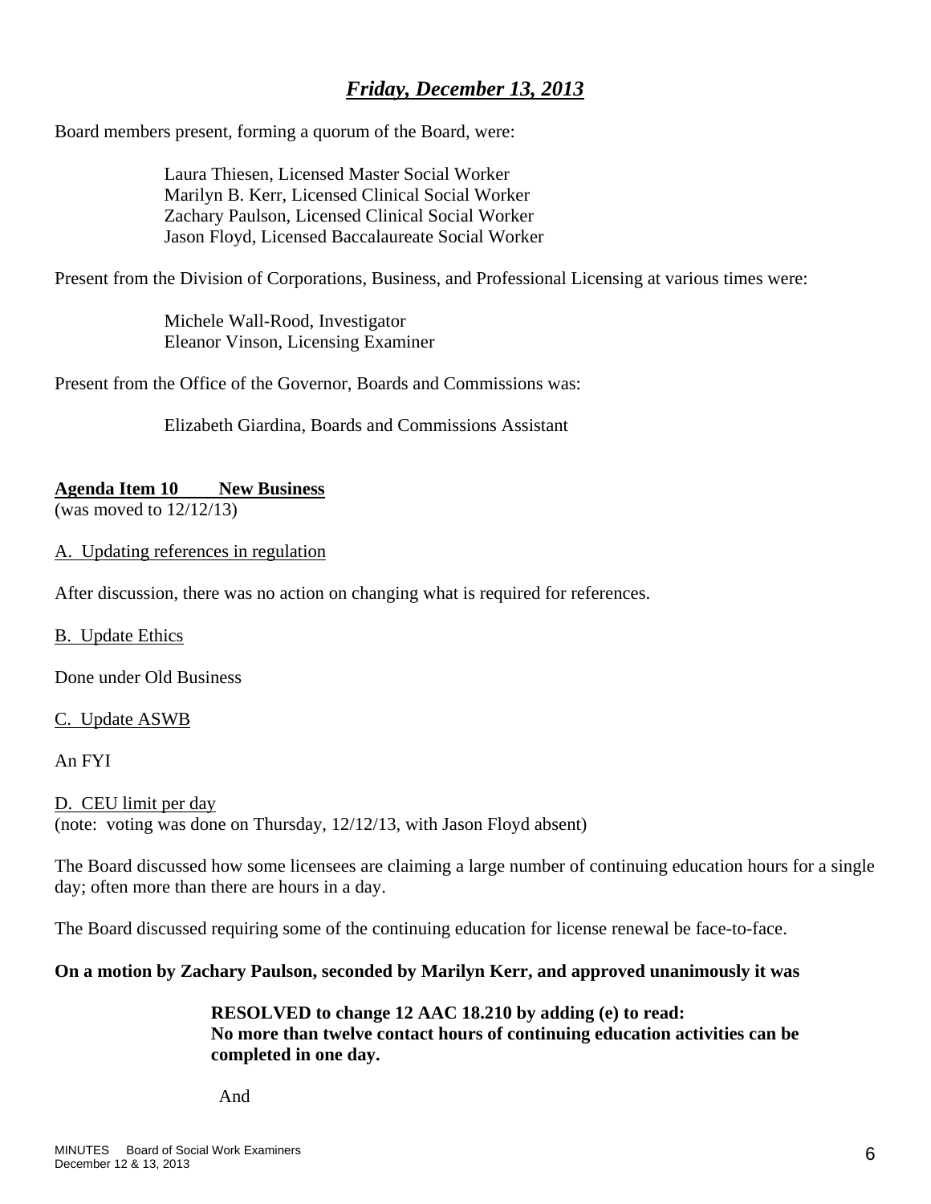## *Friday, December 13, 2013*

Board members present, forming a quorum of the Board, were:

> Laura Thiesen, Licensed Master Social Worker
> Marilyn B. Kerr, Licensed Clinical Social Worker
> Zachary Paulson, Licensed Clinical Social Worker
> Jason Floyd, Licensed Baccalaureate Social Worker

Present from the Division of Corporations, Business, and Professional Licensing at various times were:

> Michele Wall-Rood, Investigator
> Eleanor Vinson, Licensing Examiner

Present from the Office of the Governor, Boards and Commissions was:

> Elizabeth Giardina, Boards and Commissions Assistant

**Agenda Item 10 New Business**
(was moved to 12/12/13)

A. Updating references in regulation

After discussion, there was no action on changing what is required for references.

B. Update Ethics

Done under Old Business

C. Update ASWB

An FYI

D. CEU limit per day
(note: voting was done on Thursday, 12/12/13, with Jason Floyd absent)

The Board discussed how some licensees are claiming a large number of continuing education hours for a single day; often more than there are hours in a day.

The Board discussed requiring some of the continuing education for license renewal be face-to-face.

**On a motion by Zachary Paulson, seconded by Marilyn Kerr, and approved unanimously it was**

> **RESOLVED to change 12 AAC 18.210 by adding (e) to read:**
> **No more than twelve contact hours of continuing education activities can be completed in one day.**
>
> And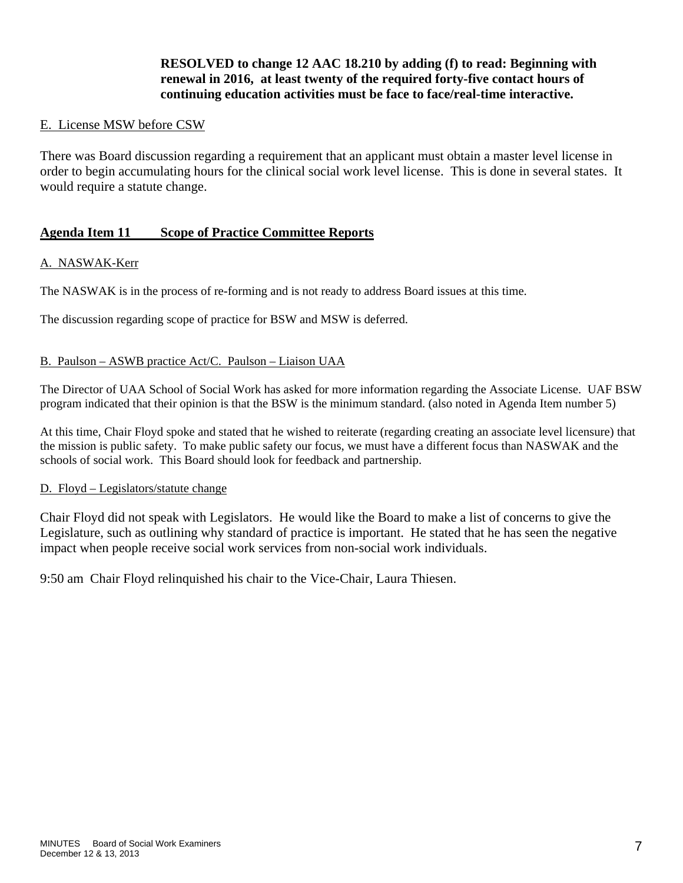**RESOLVED to change 12 AAC 18.210 by adding (f) to read: Beginning with renewal in 2016, at least twenty of the required forty-five contact hours of continuing education activities must be face to face/real-time interactive.**

E. License MSW before CSW

There was Board discussion regarding a requirement that an applicant must obtain a master level license in order to begin accumulating hours for the clinical social work level license. This is done in several states. It would require a statute change.

## Agenda Item 11 Scope of Practice Committee Reports

A. NASWAK-Kerr

The NASWAK is in the process of re-forming and is not ready to address Board issues at this time.

The discussion regarding scope of practice for BSW and MSW is deferred.

B. Paulson – ASWB practice Act/C. Paulson – Liaison UAA

The Director of UAA School of Social Work has asked for more information regarding the Associate License. UAF BSW program indicated that their opinion is that the BSW is the minimum standard. (also noted in Agenda Item number 5)

At this time, Chair Floyd spoke and stated that he wished to reiterate (regarding creating an associate level licensure) that the mission is public safety. To make public safety our focus, we must have a different focus than NASWAK and the schools of social work. This Board should look for feedback and partnership.

D. Floyd – Legislators/statute change

Chair Floyd did not speak with Legislators. He would like the Board to make a list of concerns to give the Legislature, such as outlining why standard of practice is important. He stated that he has seen the negative impact when people receive social work services from non-social work individuals.

9:50 am Chair Floyd relinquished his chair to the Vice-Chair, Laura Thiesen.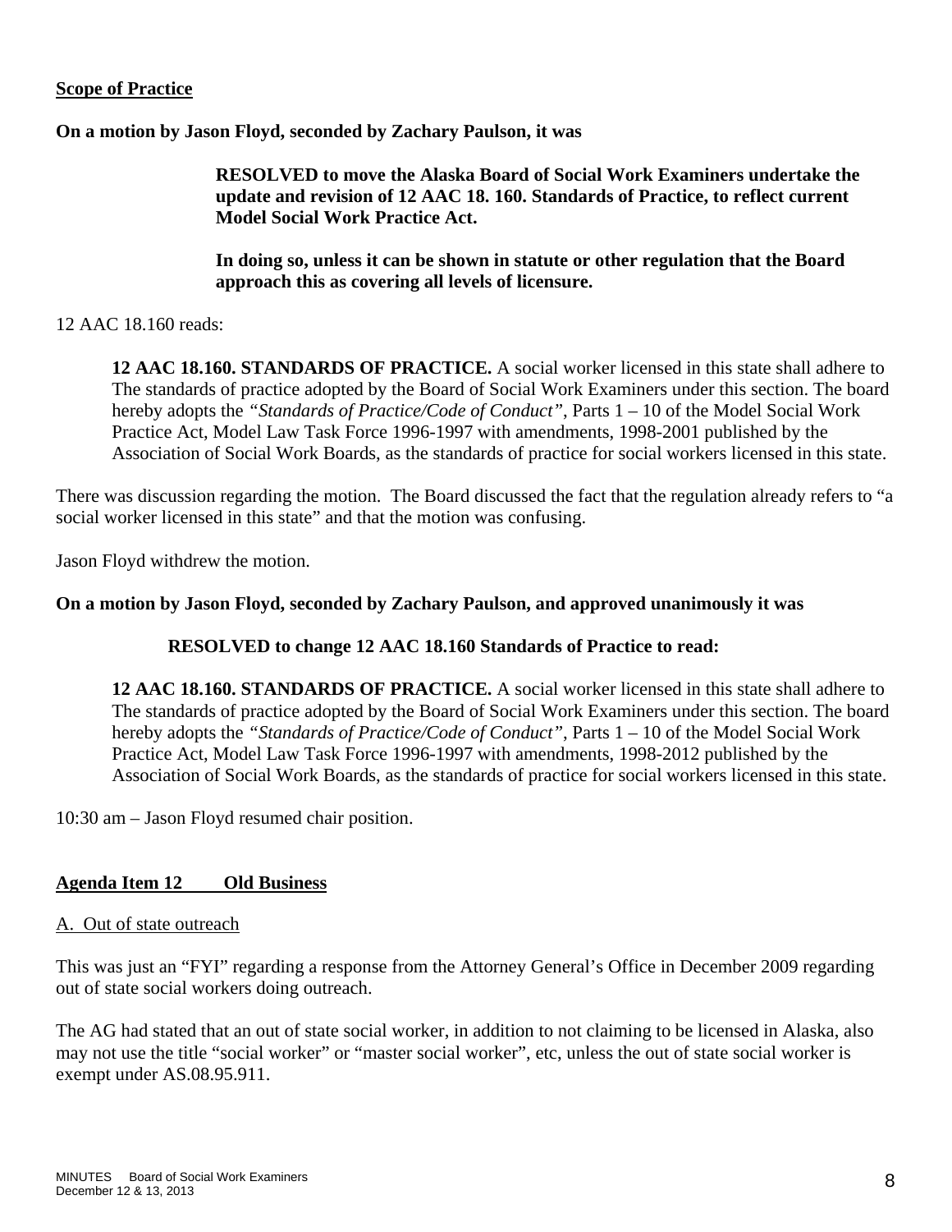**Scope of Practice**

**On a motion by Jason Floyd, seconded by Zachary Paulson, it was**

> **RESOLVED to move the Alaska Board of Social Work Examiners undertake the update and revision of 12 AAC 18. 160. Standards of Practice, to reflect current Model Social Work Practice Act.**
>
> **In doing so, unless it can be shown in statute or other regulation that the Board approach this as covering all levels of licensure.**

12 AAC 18.160 reads:

> **12 AAC 18.160. STANDARDS OF PRACTICE.** A social worker licensed in this state shall adhere to The standards of practice adopted by the Board of Social Work Examiners under this section. The board hereby adopts the *"Standards of Practice/Code of Conduct"*, Parts 1 – 10 of the Model Social Work Practice Act, Model Law Task Force 1996-1997 with amendments, 1998-2001 published by the Association of Social Work Boards, as the standards of practice for social workers licensed in this state.

There was discussion regarding the motion. The Board discussed the fact that the regulation already refers to "a social worker licensed in this state" and that the motion was confusing.

Jason Floyd withdrew the motion.

**On a motion by Jason Floyd, seconded by Zachary Paulson, and approved unanimously it was**

> **RESOLVED to change 12 AAC 18.160 Standards of Practice to read:**
>
> **12 AAC 18.160. STANDARDS OF PRACTICE.** A social worker licensed in this state shall adhere to The standards of practice adopted by the Board of Social Work Examiners under this section. The board hereby adopts the *"Standards of Practice/Code of Conduct"*, Parts 1 – 10 of the Model Social Work Practice Act, Model Law Task Force 1996-1997 with amendments, 1998-2012 published by the Association of Social Work Boards, as the standards of practice for social workers licensed in this state.

10:30 am – Jason Floyd resumed chair position.

**Agenda Item 12 Old Business**

A. Out of state outreach

This was just an "FYI" regarding a response from the Attorney General's Office in December 2009 regarding out of state social workers doing outreach.

The AG had stated that an out of state social worker, in addition to not claiming to be licensed in Alaska, also may not use the title "social worker" or "master social worker", etc, unless the out of state social worker is exempt under AS.08.95.911.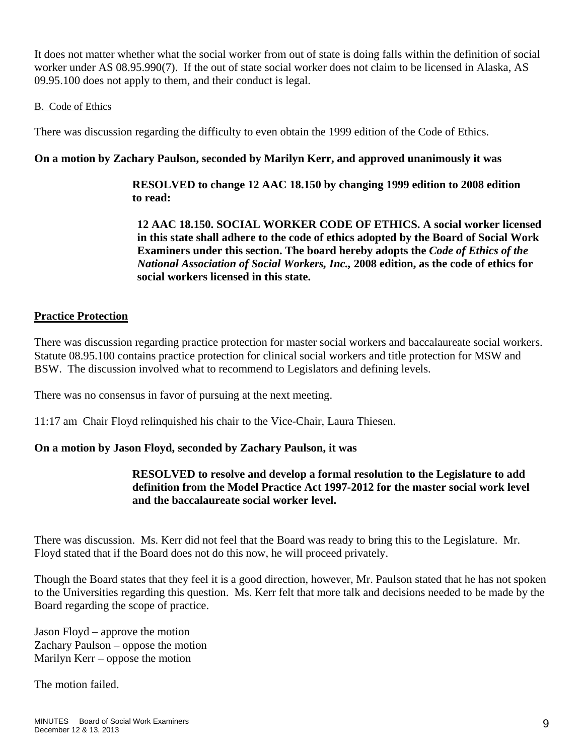It does not matter whether what the social worker from out of state is doing falls within the definition of social worker under AS 08.95.990(7). If the out of state social worker does not claim to be licensed in Alaska, AS 09.95.100 does not apply to them, and their conduct is legal.

B. Code of Ethics

There was discussion regarding the difficulty to even obtain the 1999 edition of the Code of Ethics.

**On a motion by Zachary Paulson, seconded by Marilyn Kerr, and approved unanimously it was**

> **RESOLVED to change 12 AAC 18.150 by changing 1999 edition to 2008 edition to read:**
>
> **12 AAC 18.150. SOCIAL WORKER CODE OF ETHICS. A social worker licensed in this state shall adhere to the code of ethics adopted by the Board of Social Work Examiners under this section. The board hereby adopts the *Code of Ethics of the National Association of Social Workers, Inc.,* 2008 edition, as the code of ethics for social workers licensed in this state.**

## Practice Protection

There was discussion regarding practice protection for master social workers and baccalaureate social workers. Statute 08.95.100 contains practice protection for clinical social workers and title protection for MSW and BSW. The discussion involved what to recommend to Legislators and defining levels.

There was no consensus in favor of pursuing at the next meeting.

11:17 am Chair Floyd relinquished his chair to the Vice-Chair, Laura Thiesen.

**On a motion by Jason Floyd, seconded by Zachary Paulson, it was**

> **RESOLVED to resolve and develop a formal resolution to the Legislature to add definition from the Model Practice Act 1997-2012 for the master social work level and the baccalaureate social worker level.**

There was discussion. Ms. Kerr did not feel that the Board was ready to bring this to the Legislature. Mr. Floyd stated that if the Board does not do this now, he will proceed privately.

Though the Board states that they feel it is a good direction, however, Mr. Paulson stated that he has not spoken to the Universities regarding this question. Ms. Kerr felt that more talk and decisions needed to be made by the Board regarding the scope of practice.

Jason Floyd – approve the motion  
Zachary Paulson – oppose the motion  
Marilyn Kerr – oppose the motion

The motion failed.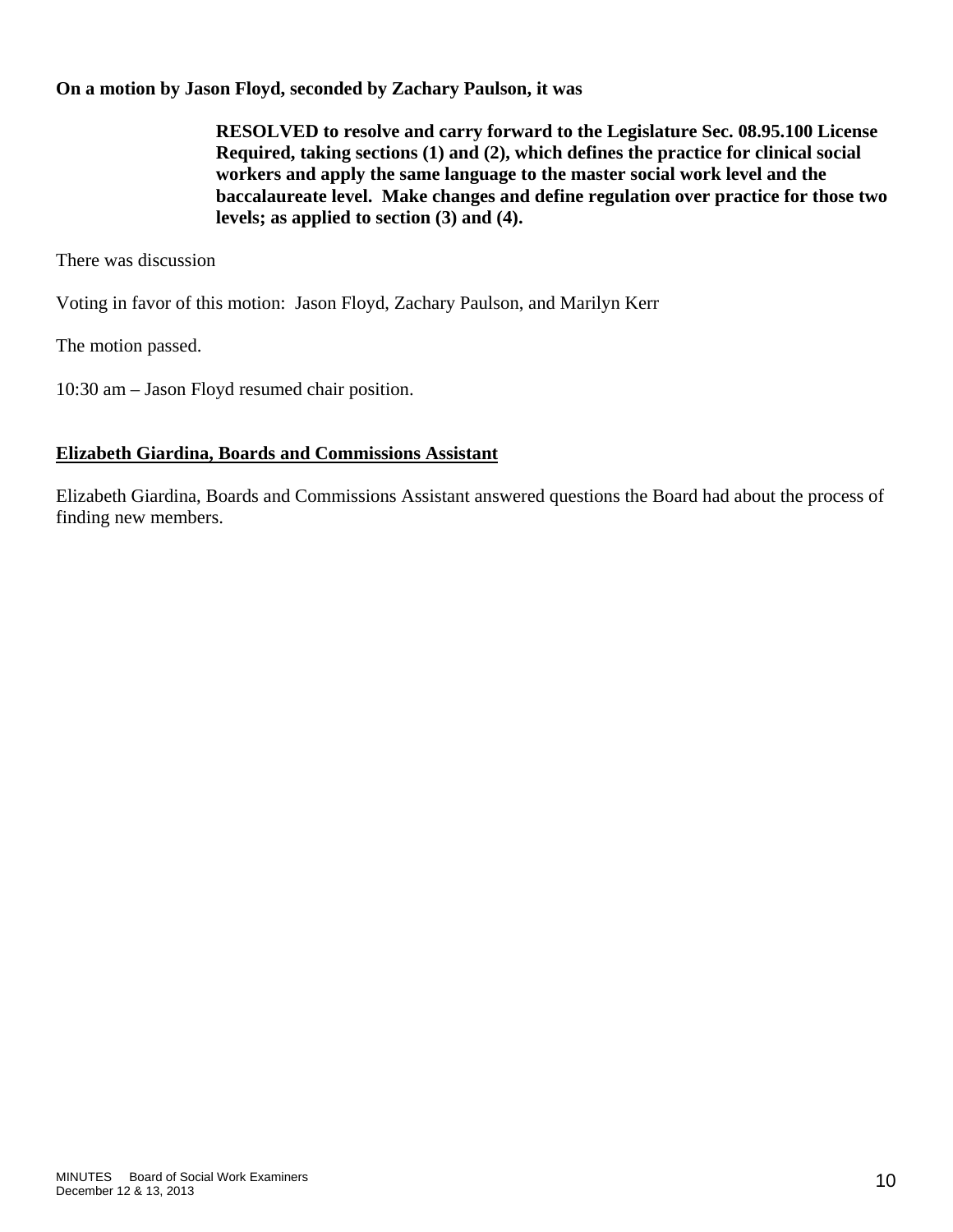**On a motion by Jason Floyd, seconded by Zachary Paulson, it was**

> **RESOLVED to resolve and carry forward to the Legislature Sec. 08.95.100 License Required, taking sections (1) and (2), which defines the practice for clinical social workers and apply the same language to the master social work level and the baccalaureate level. Make changes and define regulation over practice for those two levels; as applied to section (3) and (4).**

There was discussion

Voting in favor of this motion: Jason Floyd, Zachary Paulson, and Marilyn Kerr

The motion passed.

10:30 am – Jason Floyd resumed chair position.

## Elizabeth Giardina, Boards and Commissions Assistant

Elizabeth Giardina, Boards and Commissions Assistant answered questions the Board had about the process of finding new members.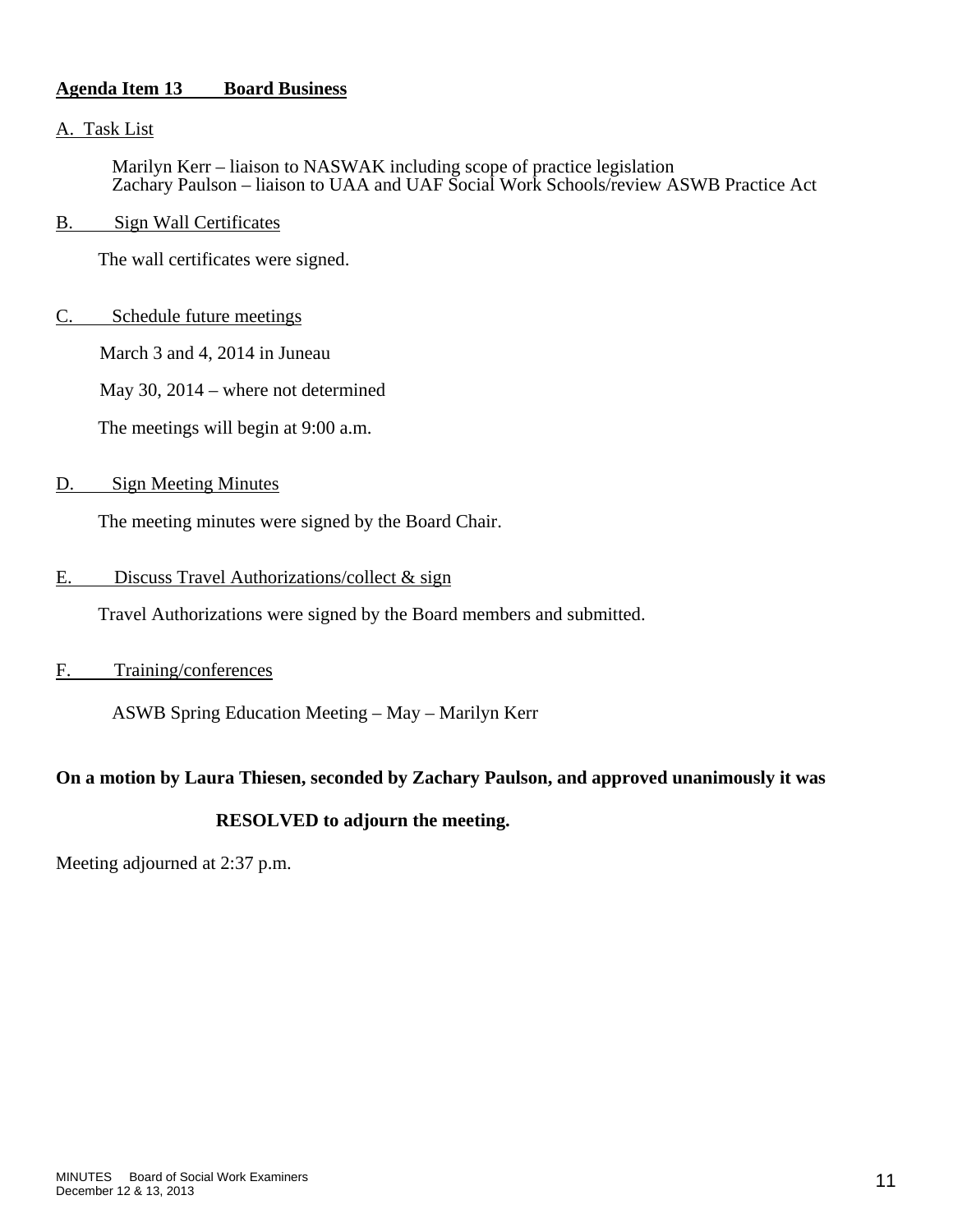**Agenda Item 13 Board Business**

A. Task List

Marilyn Kerr – liaison to NASWAK including scope of practice legislation
Zachary Paulson – liaison to UAA and UAF Social Work Schools/review ASWB Practice Act

B. Sign Wall Certificates

The wall certificates were signed.

C. Schedule future meetings

March 3 and 4, 2014 in Juneau

May 30, 2014 – where not determined

The meetings will begin at 9:00 a.m.

D. Sign Meeting Minutes

The meeting minutes were signed by the Board Chair.

E. Discuss Travel Authorizations/collect & sign

Travel Authorizations were signed by the Board members and submitted.

F. Training/conferences

ASWB Spring Education Meeting – May – Marilyn Kerr

**On a motion by Laura Thiesen, seconded by Zachary Paulson, and approved unanimously it was**

**RESOLVED to adjourn the meeting.**

Meeting adjourned at 2:37 p.m.